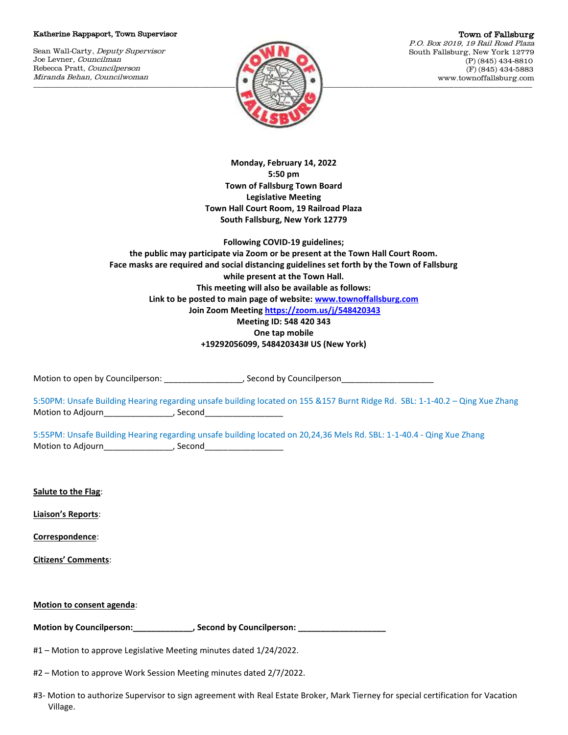Katherine Rappaport, Town Supervisor

Sean Wall-Carty, *Deputy Supervisor*
Joe Levner, *Councilman*
Rebecca Pratt, *Councilperson*
*Miranda Behan, Councilwoman*

Town of Fallsburg
*P.O. Box 2019, 19 Rail Road Plaza*
South Fallsburg, New York 12779
(P) (845) 434-8810
(F) (845) 434-5883
www.townoffallsburg.com

**Monday, February 14, 2022**
**5:50 pm**
**Town of Fallsburg Town Board**
**Legislative Meeting**
**Town Hall Court Room, 19 Railroad Plaza**
**South Fallsburg, New York 12779**

**Following COVID-19 guidelines;**
**the public may participate via Zoom or be present at the Town Hall Court Room.**
**Face masks are required and social distancing guidelines set forth by the Town of Fallsburg while present at the Town Hall.**
**This meeting will also be available as follows:**
**Link to be posted to main page of website: www.townoffallsburg.com**
**Join Zoom Meeting https://zoom.us/j/548420343**
**Meeting ID: 548 420 343**
**One tap mobile**
**+19292056099, 548420343# US (New York)**

Motion to open by Councilperson: _________________, Second by Councilperson____________________

5:50PM: Unsafe Building Hearing regarding unsafe building located on 155 &157 Burnt Ridge Rd. SBL: 1-1-40.2 – Qing Xue Zhang
Motion to Adjourn_______________, Second_________________

5:55PM: Unsafe Building Hearing regarding unsafe building located on 20,24,36 Mels Rd. SBL: 1-1-40.4 - Qing Xue Zhang
Motion to Adjourn_______________, Second_________________

**Salute to the Flag**:

**Liaison's Reports**:

**Correspondence**:

**Citizens' Comments**:

**Motion to consent agenda**:

**Motion by Councilperson:_____________, Second by Councilperson: ___________________**

#1 – Motion to approve Legislative Meeting minutes dated 1/24/2022.

#2 – Motion to approve Work Session Meeting minutes dated 2/7/2022.

#3- Motion to authorize Supervisor to sign agreement with Real Estate Broker, Mark Tierney for special certification for Vacation Village.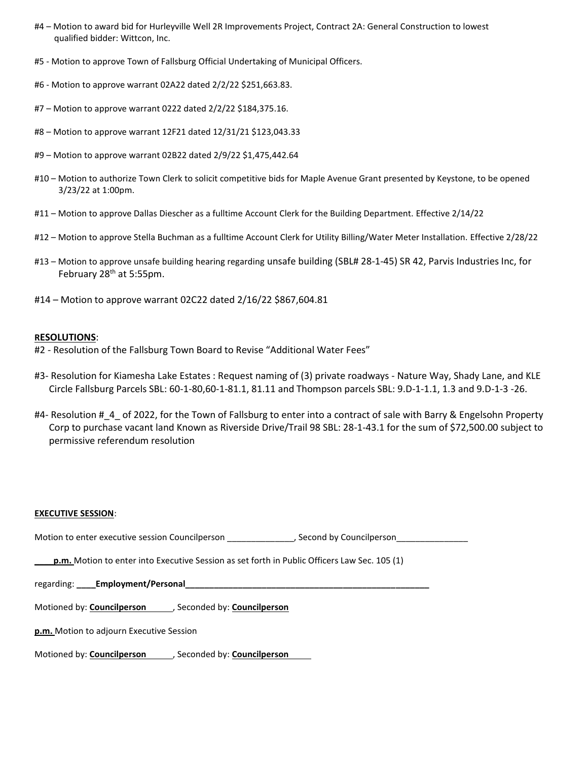#4 – Motion to award bid for Hurleyville Well 2R Improvements Project, Contract 2A: General Construction to lowest qualified bidder: Wittcon, Inc.

#5 - Motion to approve Town of Fallsburg Official Undertaking of Municipal Officers.

#6 - Motion to approve warrant 02A22 dated 2/2/22 $251,663.83.

#7 – Motion to approve warrant 0222 dated 2/2/22 $184,375.16.

#8 – Motion to approve warrant 12F21 dated 12/31/21 $123,043.33

#9 – Motion to approve warrant 02B22 dated 2/9/22 $1,475,442.64

#10 – Motion to authorize Town Clerk to solicit competitive bids for Maple Avenue Grant presented by Keystone, to be opened 3/23/22 at 1:00pm.

#11 – Motion to approve Dallas Diescher as a fulltime Account Clerk for the Building Department. Effective 2/14/22

#12 – Motion to approve Stella Buchman as a fulltime Account Clerk for Utility Billing/Water Meter Installation. Effective 2/28/22

#13 – Motion to approve unsafe building hearing regarding unsafe building (SBL# 28-1-45) SR 42, Parvis Industries Inc, for February 28th at 5:55pm.

#14 – Motion to approve warrant 02C22 dated 2/16/22 $867,604.81

**RESOLUTIONS**:

#2 - Resolution of the Fallsburg Town Board to Revise "Additional Water Fees"

#3- Resolution for Kiamesha Lake Estates : Request naming of (3) private roadways - Nature Way, Shady Lane, and KLE Circle Fallsburg Parcels SBL: 60-1-80,60-1-81.1, 81.11 and Thompson parcels SBL: 9.D-1-1.1, 1.3 and 9.D-1-3 -26.

#4- Resolution #_4_ of 2022, for the Town of Fallsburg to enter into a contract of sale with Barry & Engelsohn Property Corp to purchase vacant land Known as Riverside Drive/Trail 98 SBL: 28-1-43.1 for the sum of $72,500.00 subject to permissive referendum resolution

**EXECUTIVE SESSION**:

Motion to enter executive session Councilperson ______________, Second by Councilperson_______________

____**p.m.** Motion to enter into Executive Session as set forth in Public Officers Law Sec. 105 (1)

regarding: ____**Employment/Personal**______________________________________________________

Motioned by: **Councilperson** ______, Seconded by: **Councilperson**

**p.m.** Motion to adjourn Executive Session

Motioned by: **Councilperson** ______, Seconded by: **Councilperson** ______